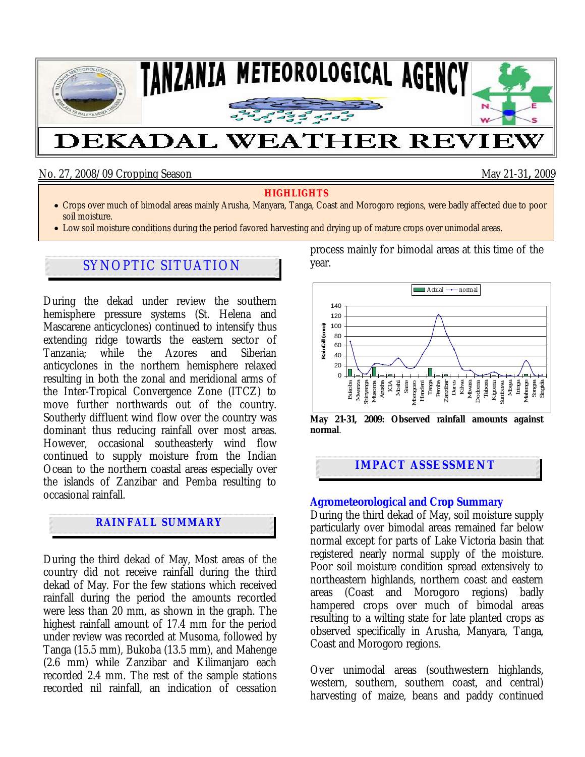# TANZANIA METEOROLOGICAL AGENCY

# DEKADAL WEATHER REVIEW

No. 27, 2008/09 Cropping Season — May 21-31, 2009

**HIGHLIGHTS**

- Crops over much of bimodal areas mainly Arusha, Manyara, Tanga, Coast and Morogoro regions, were badly affected due to poor soil moisture.
- Low soil moisture conditions during the period favored harvesting and drying up of mature crops over unimodal areas.

## SYNOPTIC SITUATION

During the dekad under review the southern hemisphere pressure systems (St. Helena and Mascarene anticyclones) continued to intensify thus extending ridge towards the eastern sector of Tanzania; while the Azores and Siberian anticyclones in the northern hemisphere relaxed resulting in both the zonal and meridional arms of the Inter-Tropical Convergence Zone (ITCZ) to move further northwards out of the country. Southerly diffluent wind flow over the country was dominant thus reducing rainfall over most areas. However, occasional southeasterly wind flow continued to supply moisture from the Indian Ocean to the northern coastal areas especially over the islands of Zanzibar and Pemba resulting to occasional rainfall.

## RAINFALL SUMMARY

During the third dekad of May, Most areas of the country did not receive rainfall during the third dekad of May. For the few stations which received rainfall during the period the amounts recorded were less than 20 mm, as shown in the graph. The highest rainfall amount of 17.4 mm for the period under review was recorded at Musoma, followed by Tanga (15.5 mm), Bukoba (13.5 mm), and Mahenge (2.6 mm) while Zanzibar and Kilimanjaro each recorded 2.4 mm. The rest of the sample stations recorded nil rainfall, an indication of cessation process mainly for bimodal areas at this time of the year.

**May 21-31, 2009: Observed rainfall amounts against normal**.

## IMPACT ASSESSMENT

### Agrometeorological and Crop Summary

During the third dekad of May, soil moisture supply particularly over bimodal areas remained far below normal except for parts of Lake Victoria basin that registered nearly normal supply of the moisture. Poor soil moisture condition spread extensively to northeastern highlands, northern coast and eastern areas (Coast and Morogoro regions) badly hampered crops over much of bimodal areas resulting to a wilting state for late planted crops as observed specifically in Arusha, Manyara, Tanga, Coast and Morogoro regions.

Over unimodal areas (southwestern highlands, western, southern, southern coast, and central) harvesting of maize, beans and paddy continued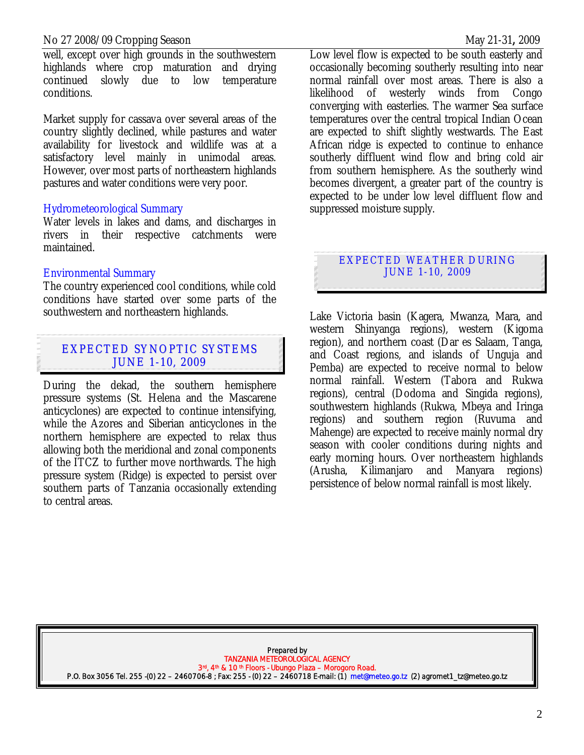well, except over high grounds in the southwestern highlands where crop maturation and drying continued slowly due to low temperature conditions.

Market supply for cassava over several areas of the country slightly declined, while pastures and water availability for livestock and wildlife was at a satisfactory level mainly in unimodal areas. However, over most parts of northeastern highlands pastures and water conditions were very poor.

### Hydrometeorological Summary

Water levels in lakes and dams, and discharges in rivers in their respective catchments were maintained.

### Environmental Summary

The country experienced cool conditions, while cold conditions have started over some parts of the southwestern and northeastern highlands.

## EXPECTED SYNOPTIC SYSTEMS JUNE 1-10, 2009

During the dekad, the southern hemisphere pressure systems (St. Helena and the Mascarene anticyclones) are expected to continue intensifying, while the Azores and Siberian anticyclones in the northern hemisphere are expected to relax thus allowing both the meridional and zonal components of the ITCZ to further move northwards. The high pressure system (Ridge) is expected to persist over southern parts of Tanzania occasionally extending to central areas.

Low level flow is expected to be south easterly and occasionally becoming southerly resulting into near normal rainfall over most areas. There is also a likelihood of westerly winds from Congo converging with easterlies. The warmer Sea surface temperatures over the central tropical Indian Ocean are expected to shift slightly westwards. The East African ridge is expected to continue to enhance southerly diffluent wind flow and bring cold air from southern hemisphere. As the southerly wind becomes divergent, a greater part of the country is expected to be under low level diffluent flow and suppressed moisture supply.

## EXPECTED WEATHER DURING JUNE 1-10, 2009

Lake Victoria basin (Kagera, Mwanza, Mara, and western Shinyanga regions), western (Kigoma region), and northern coast (Dar es Salaam, Tanga, and Coast regions, and islands of Unguja and Pemba) are expected to receive normal to below normal rainfall. Western (Tabora and Rukwa regions), central (Dodoma and Singida regions), southwestern highlands (Rukwa, Mbeya and Iringa regions) and southern region (Ruvuma and Mahenge) are expected to receive mainly normal dry season with cooler conditions during nights and early morning hours. Over northeastern highlands (Arusha, Kilimanjaro and Manyara regions) persistence of below normal rainfall is most likely.

Prepared by
TANZANIA METEOROLOGICAL AGENCY
3rd, 4th & 10th Floors - Ubungo Plaza – Morogoro Road.
P.O. Box 3056 Tel. 255 -(0) 22 – 2460706-8 ; Fax: 255 - (0) 22 – 2460718 E-mail: (1) met@meteo.go.tz (2) agromet1_tz@meteo.go.tz